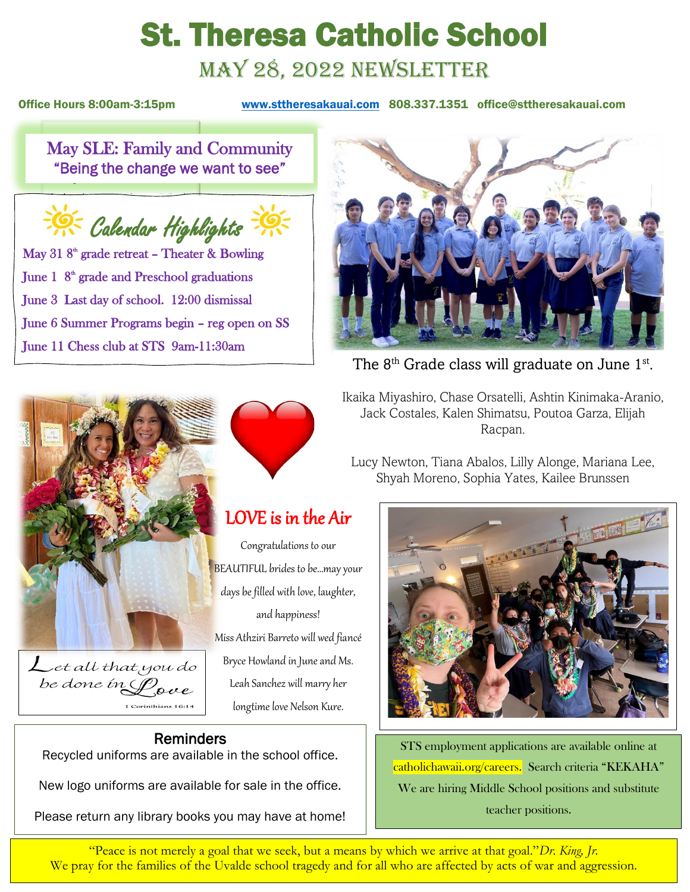# St. Theresa Catholic School

## May 28, 2022 Newsletter

**Office Hours 8:00am-3:15pm** www.sttheresakauai.com 808.337.1351 office@sttheresakauai.com

## May SLE: Family and Community

"Being the change we want to see"

### Calendar Highlights

- May 31 8th grade retreat – Theater & Bowling
- June 1 8th grade and Preschool graduations
- June 3 Last day of school. 12:00 dismissal
- June 6 Summer Programs begin – reg open on SS
- June 11 Chess club at STS 9am-11:30am

The 8th Grade class will graduate on June 1st.

Ikaika Miyashiro, Chase Orsatelli, Ashtin Kinimaka-Aranio, Jack Costales, Kalen Shimatsu, Poutoa Garza, Elijah Racpan.

Lucy Newton, Tiana Abalos, Lilly Alonge, Mariana Lee, Shyah Moreno, Sophia Yates, Kailee Brunssen

### LOVE is in the Air

Congratulations to our BEAUTIFUL brides to be...may your days be filled with love, laughter, and happiness! Miss Athziri Barreto will wed fiancé Bryce Howland in June and Ms. Leah Sanchez will marry her longtime love Nelson Kure.

Let all that you do be done in Love

1 Corinthians 16:14

### Reminders

Recycled uniforms are available in the school office.

New logo uniforms are available for sale in the office.

Please return any library books you may have at home!

STS employment applications are available online at catholichawaii.org/careers. Search criteria "KEKAHA" We are hiring Middle School positions and substitute teacher positions.

"Peace is not merely a goal that we seek, but a means by which we arrive at that goal." *Dr. King, Jr.*
We pray for the families of the Uvalde school tragedy and for all who are affected by acts of war and aggression.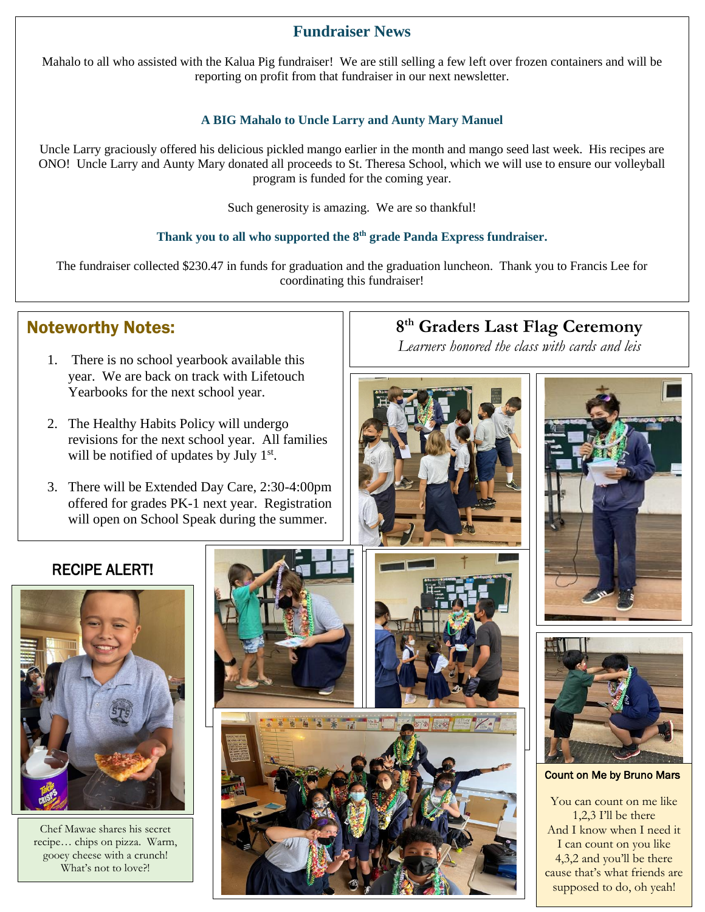## Fundraiser News

Mahalo to all who assisted with the Kalua Pig fundraiser! We are still selling a few left over frozen containers and will be reporting on profit from that fundraiser in our next newsletter.

### A BIG Mahalo to Uncle Larry and Aunty Mary Manuel

Uncle Larry graciously offered his delicious pickled mango earlier in the month and mango seed last week. His recipes are ONO! Uncle Larry and Aunty Mary donated all proceeds to St. Theresa School, which we will use to ensure our volleyball program is funded for the coming year.

Such generosity is amazing. We are so thankful!

### Thank you to all who supported the 8th grade Panda Express fundraiser.

The fundraiser collected $230.47 in funds for graduation and the graduation luncheon. Thank you to Francis Lee for coordinating this fundraiser!

## Noteworthy Notes:

1. There is no school yearbook available this year. We are back on track with Lifetouch Yearbooks for the next school year.
2. The Healthy Habits Policy will undergo revisions for the next school year. All families will be notified of updates by July 1st.
3. There will be Extended Day Care, 2:30-4:00pm offered for grades PK-1 next year. Registration will open on School Speak during the summer.

## 8th Graders Last Flag Ceremony

*Learners honored the class with cards and leis*

## RECIPE ALERT!

Chef Mawae shares his secret recipe… chips on pizza. Warm, gooey cheese with a crunch! What's not to love?!

**Count on Me by Bruno Mars**

You can count on me like 1,2,3 I'll be there
And I know when I need it I can count on you like 4,3,2 and you'll be there cause that's what friends are supposed to do, oh yeah!